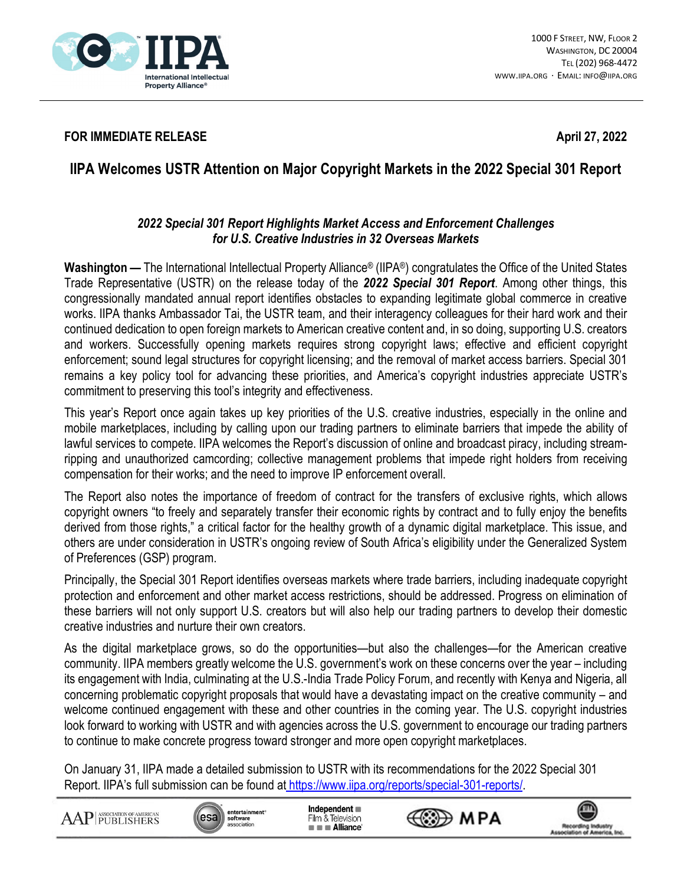1000 F Street, NW, Floor 2
Washington, DC 20004
Tel (202) 968-4472
www.iipa.org · Email: info@iipa.org

**FOR IMMEDIATE RELEASE** **April 27, 2022**

# IIPA Welcomes USTR Attention on Major Copyright Markets in the 2022 Special 301 Report

***2022 Special 301 Report Highlights Market Access and Enforcement Challenges for U.S. Creative Industries in 32 Overseas Markets***

**Washington —** The International Intellectual Property Alliance® (IIPA®) congratulates the Office of the United States Trade Representative (USTR) on the release today of the ***2022 Special 301 Report***. Among other things, this congressionally mandated annual report identifies obstacles to expanding legitimate global commerce in creative works. IIPA thanks Ambassador Tai, the USTR team, and their interagency colleagues for their hard work and their continued dedication to open foreign markets to American creative content and, in so doing, supporting U.S. creators and workers. Successfully opening markets requires strong copyright laws; effective and efficient copyright enforcement; sound legal structures for copyright licensing; and the removal of market access barriers. Special 301 remains a key policy tool for advancing these priorities, and America's copyright industries appreciate USTR's commitment to preserving this tool's integrity and effectiveness.

This year's Report once again takes up key priorities of the U.S. creative industries, especially in the online and mobile marketplaces, including by calling upon our trading partners to eliminate barriers that impede the ability of lawful services to compete. IIPA welcomes the Report's discussion of online and broadcast piracy, including stream-ripping and unauthorized camcording; collective management problems that impede right holders from receiving compensation for their works; and the need to improve IP enforcement overall.

The Report also notes the importance of freedom of contract for the transfers of exclusive rights, which allows copyright owners "to freely and separately transfer their economic rights by contract and to fully enjoy the benefits derived from those rights," a critical factor for the healthy growth of a dynamic digital marketplace. This issue, and others are under consideration in USTR's ongoing review of South Africa's eligibility under the Generalized System of Preferences (GSP) program.

Principally, the Special 301 Report identifies overseas markets where trade barriers, including inadequate copyright protection and enforcement and other market access restrictions, should be addressed. Progress on elimination of these barriers will not only support U.S. creators but will also help our trading partners to develop their domestic creative industries and nurture their own creators.

As the digital marketplace grows, so do the opportunities—but also the challenges—for the American creative community. IIPA members greatly welcome the U.S. government's work on these concerns over the year – including its engagement with India, culminating at the U.S.-India Trade Policy Forum, and recently with Kenya and Nigeria, all concerning problematic copyright proposals that would have a devastating impact on the creative community – and welcome continued engagement with these and other countries in the coming year. The U.S. copyright industries look forward to working with USTR and with agencies across the U.S. government to encourage our trading partners to continue to make concrete progress toward stronger and more open copyright marketplaces.

On January 31, IIPA made a detailed submission to USTR with its recommendations for the 2022 Special 301 Report. IIPA's full submission can be found at https://www.iipa.org/reports/special-301-reports/.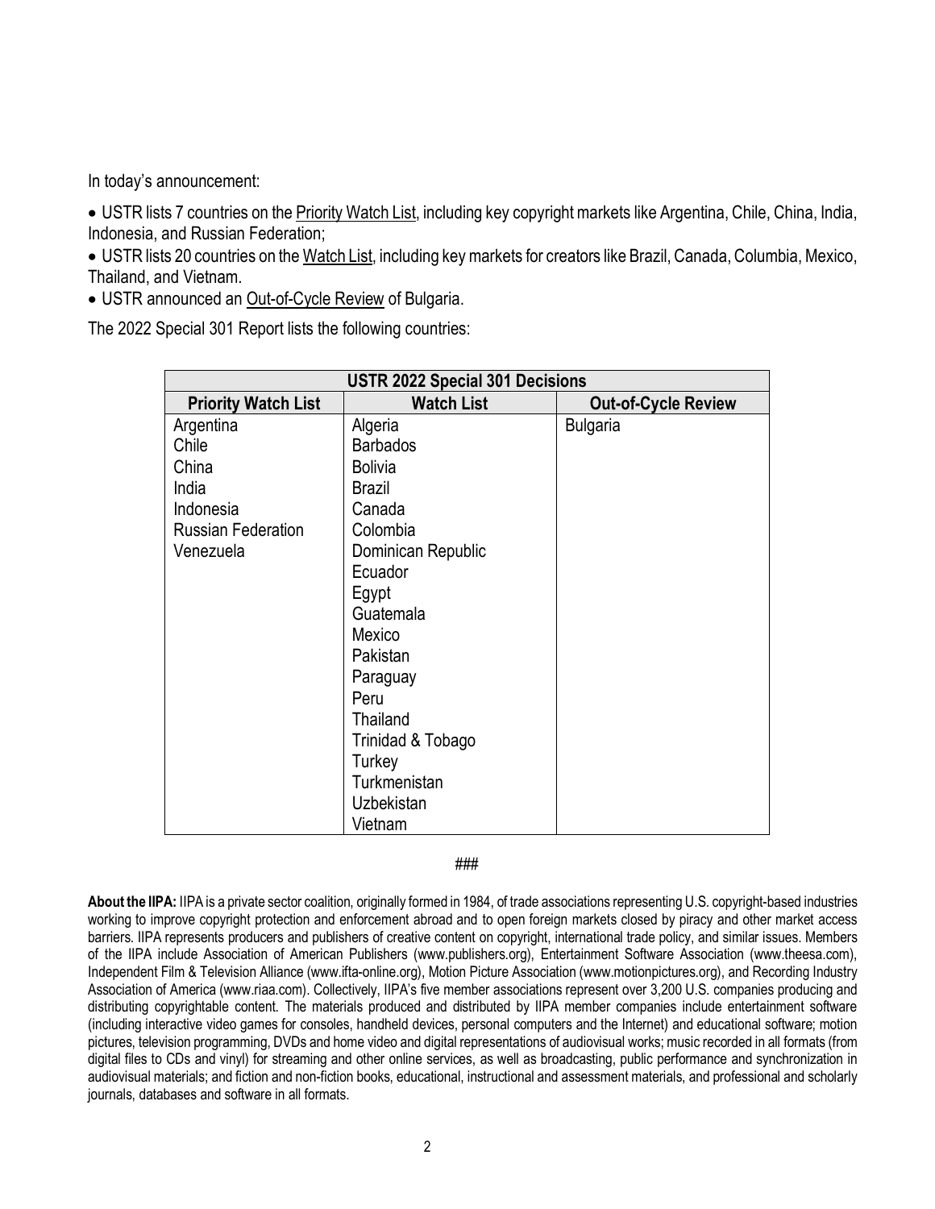In today's announcement:

- USTR lists 7 countries on the <u>Priority Watch List</u>, including key copyright markets like Argentina, Chile, China, India, Indonesia, and Russian Federation;
- USTR lists 20 countries on the <u>Watch List</u>, including key markets for creators like Brazil, Canada, Columbia, Mexico, Thailand, and Vietnam.
- USTR announced an <u>Out-of-Cycle Review</u> of Bulgaria.

The 2022 Special 301 Report lists the following countries:

| **USTR 2022 Special 301 Decisions** | | |
|---|---|---|
| **Priority Watch List** | **Watch List** | **Out-of-Cycle Review** |
| Argentina | Algeria | Bulgaria |
| Chile | Barbados | |
| China | Bolivia | |
| India | Brazil | |
| Indonesia | Canada | |
| Russian Federation | Colombia | |
| Venezuela | Dominican Republic | |
| | Ecuador | |
| | Egypt | |
| | Guatemala | |
| | Mexico | |
| | Pakistan | |
| | Paraguay | |
| | Peru | |
| | Thailand | |
| | Trinidad & Tobago | |
| | Turkey | |
| | Turkmenistan | |
| | Uzbekistan | |
| | Vietnam | |

###

**About the IIPA:** IIPA is a private sector coalition, originally formed in 1984, of trade associations representing U.S. copyright-based industries working to improve copyright protection and enforcement abroad and to open foreign markets closed by piracy and other market access barriers. IIPA represents producers and publishers of creative content on copyright, international trade policy, and similar issues. Members of the IIPA include Association of American Publishers (www.publishers.org), Entertainment Software Association (www.theesa.com), Independent Film & Television Alliance (www.ifta-online.org), Motion Picture Association (www.motionpictures.org), and Recording Industry Association of America (www.riaa.com). Collectively, IIPA's five member associations represent over 3,200 U.S. companies producing and distributing copyrightable content. The materials produced and distributed by IIPA member companies include entertainment software (including interactive video games for consoles, handheld devices, personal computers and the Internet) and educational software; motion pictures, television programming, DVDs and home video and digital representations of audiovisual works; music recorded in all formats (from digital files to CDs and vinyl) for streaming and other online services, as well as broadcasting, public performance and synchronization in audiovisual materials; and fiction and non-fiction books, educational, instructional and assessment materials, and professional and scholarly journals, databases and software in all formats.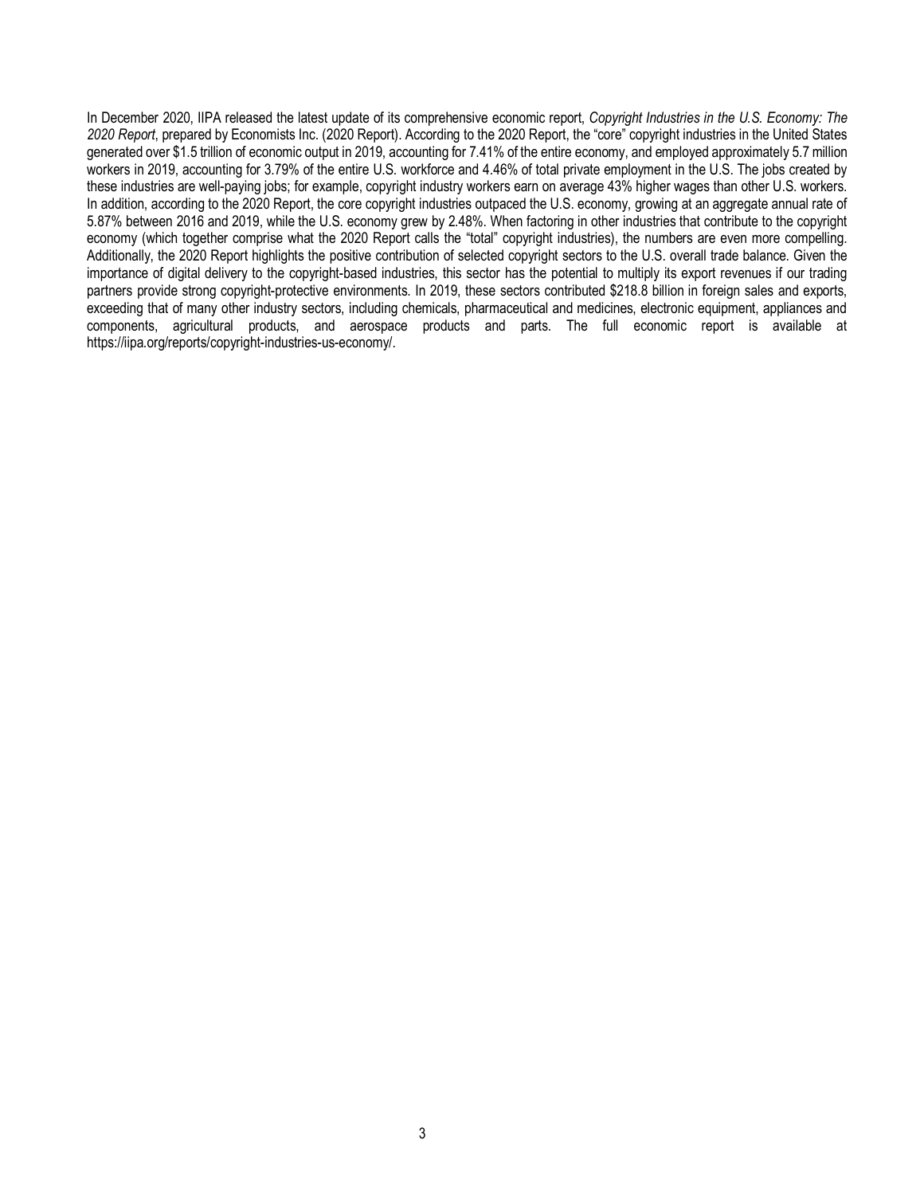In December 2020, IIPA released the latest update of its comprehensive economic report, *Copyright Industries in the U.S. Economy: The 2020 Report*, prepared by Economists Inc. (2020 Report). According to the 2020 Report, the "core" copyright industries in the United States generated over $1.5 trillion of economic output in 2019, accounting for 7.41% of the entire economy, and employed approximately 5.7 million workers in 2019, accounting for 3.79% of the entire U.S. workforce and 4.46% of total private employment in the U.S. The jobs created by these industries are well-paying jobs; for example, copyright industry workers earn on average 43% higher wages than other U.S. workers. In addition, according to the 2020 Report, the core copyright industries outpaced the U.S. economy, growing at an aggregate annual rate of 5.87% between 2016 and 2019, while the U.S. economy grew by 2.48%. When factoring in other industries that contribute to the copyright economy (which together comprise what the 2020 Report calls the "total" copyright industries), the numbers are even more compelling. Additionally, the 2020 Report highlights the positive contribution of selected copyright sectors to the U.S. overall trade balance. Given the importance of digital delivery to the copyright-based industries, this sector has the potential to multiply its export revenues if our trading partners provide strong copyright-protective environments. In 2019, these sectors contributed $218.8 billion in foreign sales and exports, exceeding that of many other industry sectors, including chemicals, pharmaceutical and medicines, electronic equipment, appliances and components, agricultural products, and aerospace products and parts. The full economic report is available at https://iipa.org/reports/copyright-industries-us-economy/.